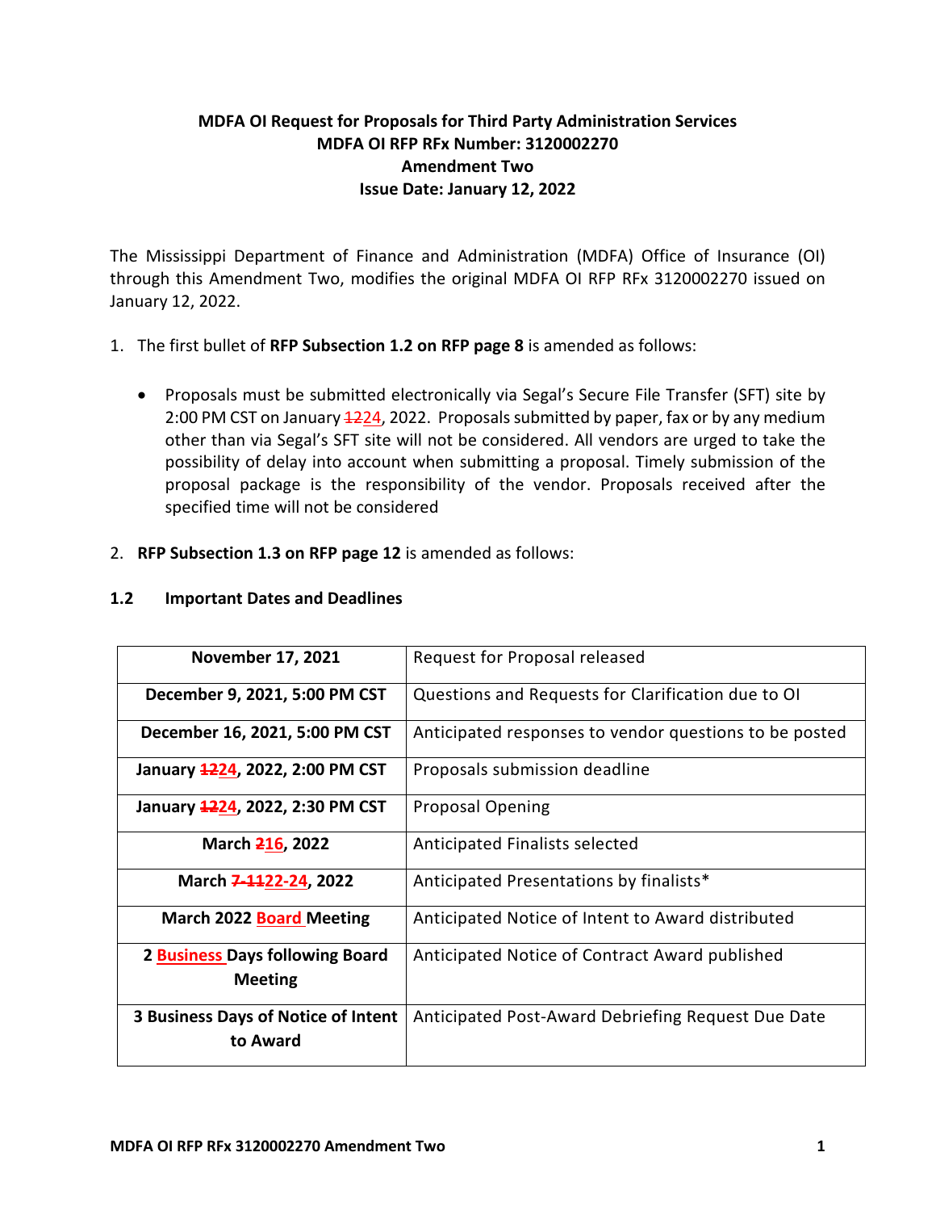**MDFA OI Request for Proposals for Third Party Administration Services**
**MDFA OI RFP RFx Number: 3120002270**
**Amendment Two**
**Issue Date: January 12, 2022**

The Mississippi Department of Finance and Administration (MDFA) Office of Insurance (OI) through this Amendment Two, modifies the original MDFA OI RFP RFx 3120002270 issued on January 12, 2022.

1. The first bullet of **RFP Subsection 1.2 on RFP page 8** is amended as follows:

   - Proposals must be submitted electronically via Segal's Secure File Transfer (SFT) site by 2:00 PM CST on January ~~12~~24, 2022. Proposals submitted by paper, fax or by any medium other than via Segal's SFT site will not be considered. All vendors are urged to take the possibility of delay into account when submitting a proposal. Timely submission of the proposal package is the responsibility of the vendor. Proposals received after the specified time will not be considered

2. **RFP Subsection 1.3 on RFP page 12** is amended as follows:

**1.2 Important Dates and Deadlines**

| | |
|---|---|
| **November 17, 2021** | Request for Proposal released |
| **December 9, 2021, 5:00 PM CST** | Questions and Requests for Clarification due to OI |
| **December 16, 2021, 5:00 PM CST** | Anticipated responses to vendor questions to be posted |
| **January ~~12~~24, 2022, 2:00 PM CST** | Proposals submission deadline |
| **January ~~12~~24, 2022, 2:30 PM CST** | Proposal Opening |
| **March ~~2~~16, 2022** | Anticipated Finalists selected |
| **March ~~7-11~~22-24, 2022** | Anticipated Presentations by finalists* |
| **March 2022 Board Meeting** | Anticipated Notice of Intent to Award distributed |
| **2 Business Days following Board Meeting** | Anticipated Notice of Contract Award published |
| **3 Business Days of Notice of Intent to Award** | Anticipated Post-Award Debriefing Request Due Date |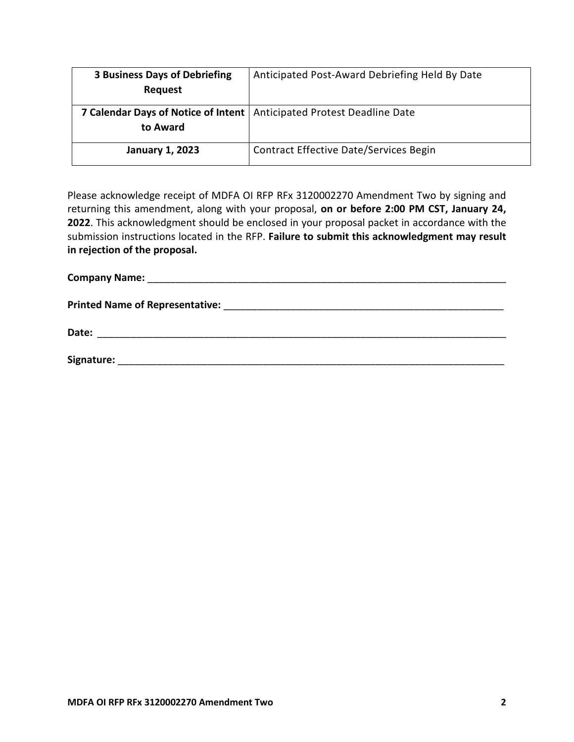| | |
|---|---|
| **3 Business Days of Debriefing Request** | Anticipated Post-Award Debriefing Held By Date |
| **7 Calendar Days of Notice of Intent to Award** | Anticipated Protest Deadline Date |
| **January 1, 2023** | Contract Effective Date/Services Begin |

Please acknowledge receipt of MDFA OI RFP RFx 3120002270 Amendment Two by signing and returning this amendment, along with your proposal, **on or before 2:00 PM CST, January 24, 2022**. This acknowledgment should be enclosed in your proposal packet in accordance with the submission instructions located in the RFP. **Failure to submit this acknowledgment may result in rejection of the proposal.**

**Company Name:** ___________________________________________________________________

**Printed Name of Representative:** ___________________________________________________

**Date:** _________________________________________________________________________

**Signature:** _____________________________________________________________________